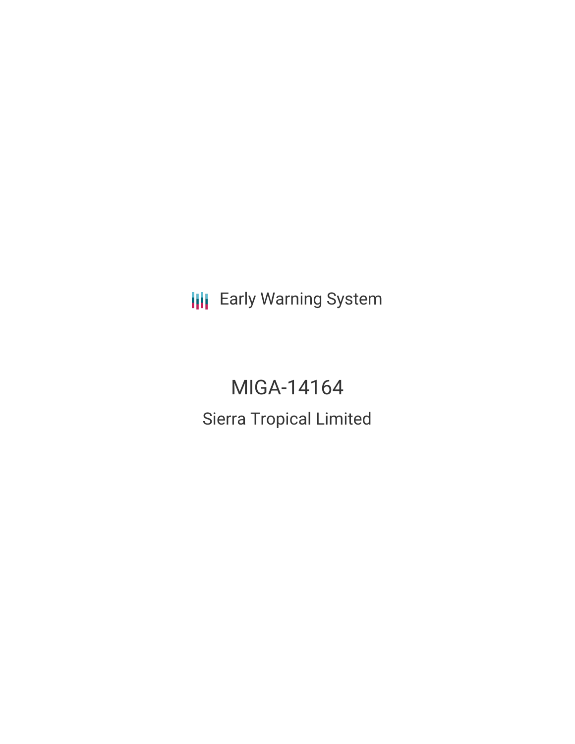Early Warning System

# MIGA-14164

## Sierra Tropical Limited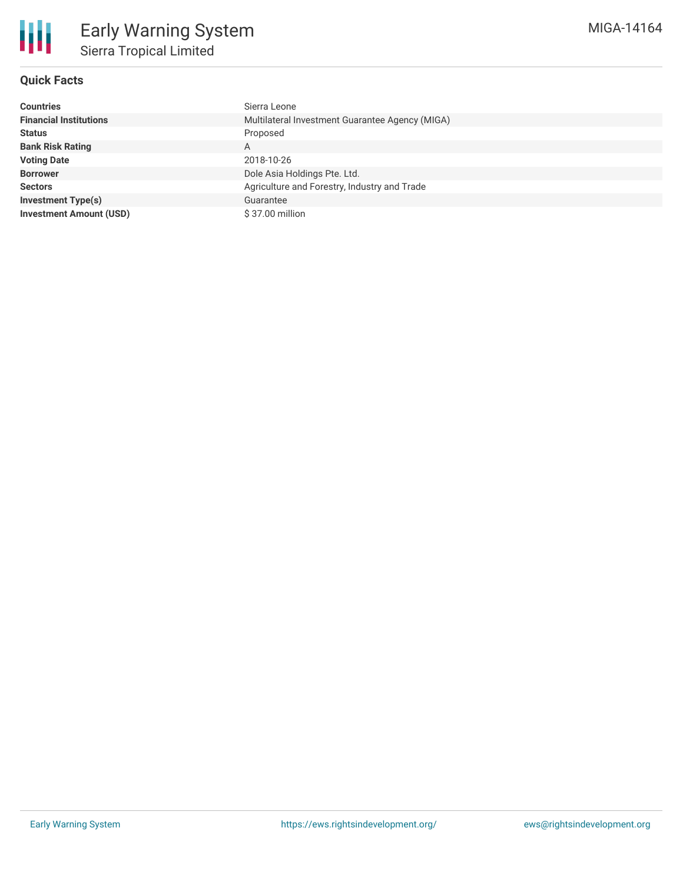# Early Warning System

## Sierra Tropical Limited

MIGA-14164

### Quick Facts

| | |
|---|---|
| **Countries** | Sierra Leone |
| **Financial Institutions** | Multilateral Investment Guarantee Agency (MIGA) |
| **Status** | Proposed |
| **Bank Risk Rating** | A |
| **Voting Date** | 2018-10-26 |
| **Borrower** | Dole Asia Holdings Pte. Ltd. |
| **Sectors** | Agriculture and Forestry, Industry and Trade |
| **Investment Type(s)** | Guarantee |
| **Investment Amount (USD)** | $ 37.00 million |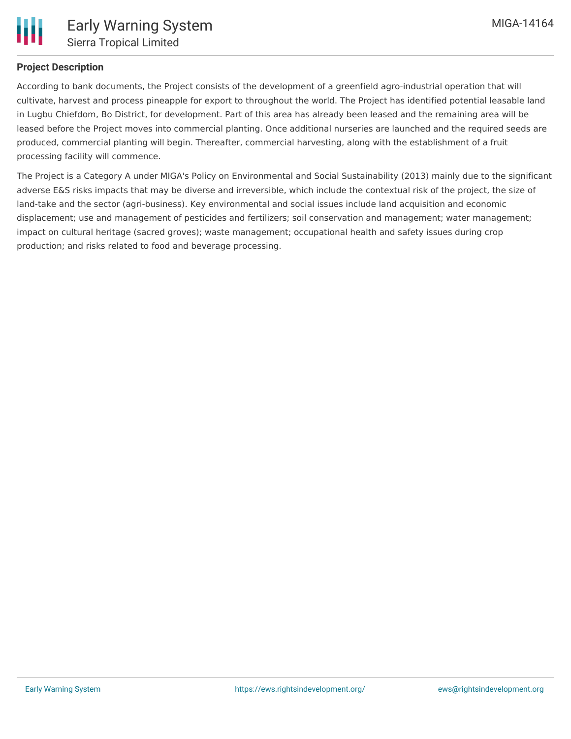## Project Description

According to bank documents, the Project consists of the development of a greenfield agro-industrial operation that will cultivate, harvest and process pineapple for export to throughout the world. The Project has identified potential leasable land in Lugbu Chiefdom, Bo District, for development. Part of this area has already been leased and the remaining area will be leased before the Project moves into commercial planting. Once additional nurseries are launched and the required seeds are produced, commercial planting will begin. Thereafter, commercial harvesting, along with the establishment of a fruit processing facility will commence.

The Project is a Category A under MIGA's Policy on Environmental and Social Sustainability (2013) mainly due to the significant adverse E&S risks impacts that may be diverse and irreversible, which include the contextual risk of the project, the size of land-take and the sector (agri-business). Key environmental and social issues include land acquisition and economic displacement; use and management of pesticides and fertilizers; soil conservation and management; water management; impact on cultural heritage (sacred groves); waste management; occupational health and safety issues during crop production; and risks related to food and beverage processing.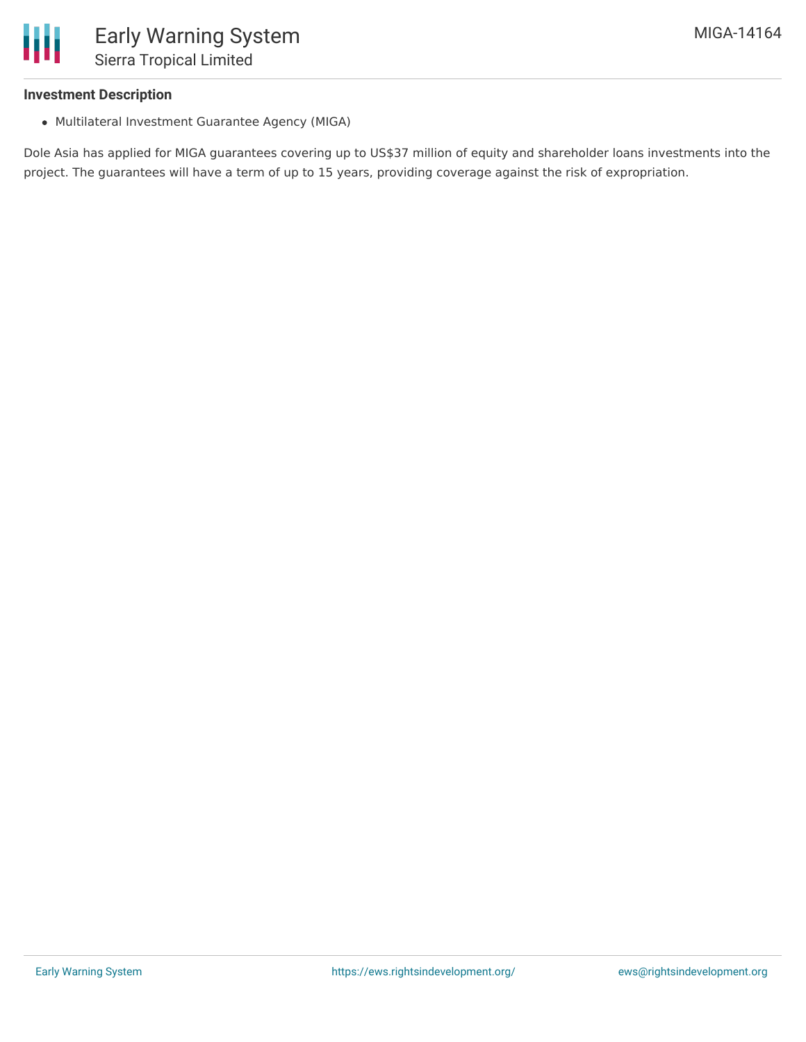### Investment Description

- Multilateral Investment Guarantee Agency (MIGA)

Dole Asia has applied for MIGA guarantees covering up to US$37 million of equity and shareholder loans investments into the project. The guarantees will have a term of up to 15 years, providing coverage against the risk of expropriation.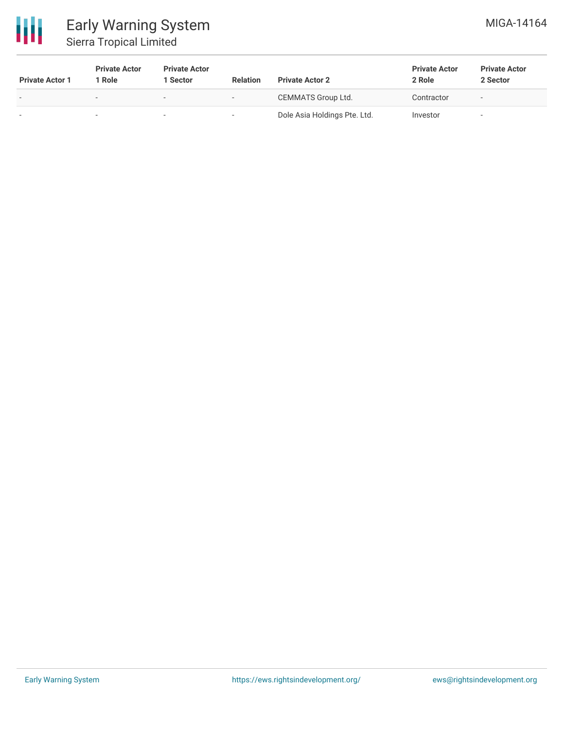| Private Actor 1 | Private Actor 1 Role | Private Actor 1 Sector | Relation | Private Actor 2 | Private Actor 2 Role | Private Actor 2 Sector |
|---|---|---|---|---|---|---|
| - | - | - | - | CEMMATS Group Ltd. | Contractor | - |
| - | - | - | - | Dole Asia Holdings Pte. Ltd. | Investor | - |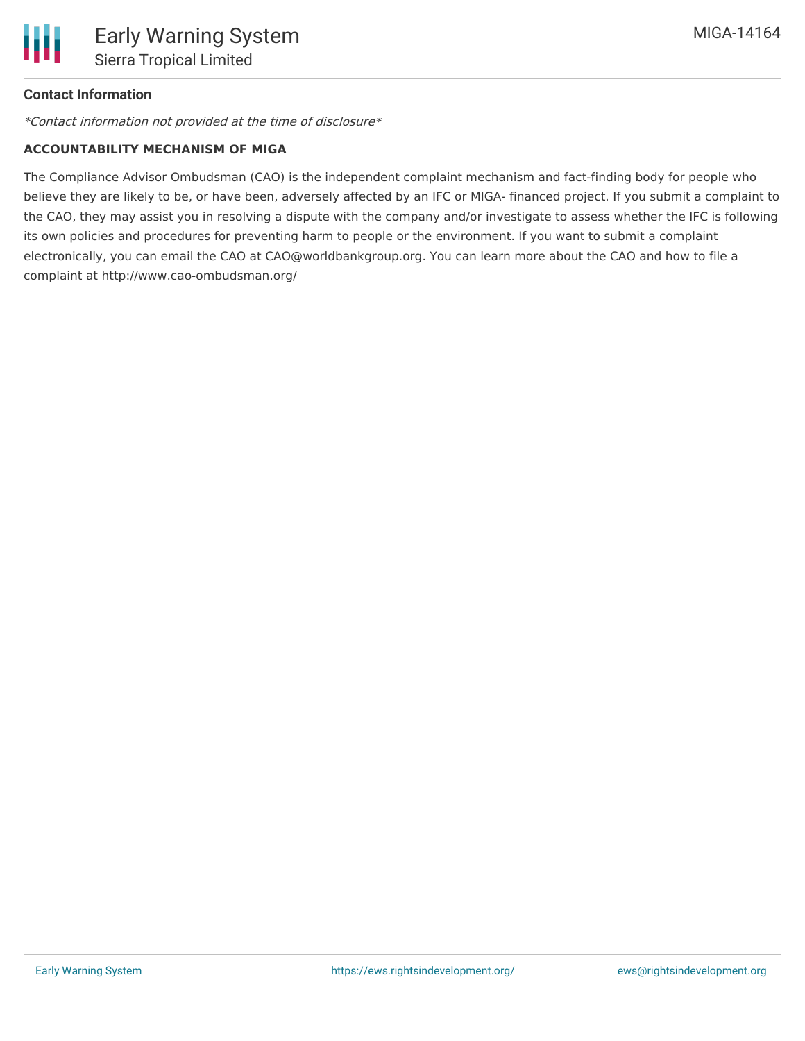**Contact Information**

*Contact information not provided at the time of disclosure*

**ACCOUNTABILITY MECHANISM OF MIGA**

The Compliance Advisor Ombudsman (CAO) is the independent complaint mechanism and fact-finding body for people who believe they are likely to be, or have been, adversely affected by an IFC or MIGA- financed project. If you submit a complaint to the CAO, they may assist you in resolving a dispute with the company and/or investigate to assess whether the IFC is following its own policies and procedures for preventing harm to people or the environment. If you want to submit a complaint electronically, you can email the CAO at CAO@worldbankgroup.org. You can learn more about the CAO and how to file a complaint at http://www.cao-ombudsman.org/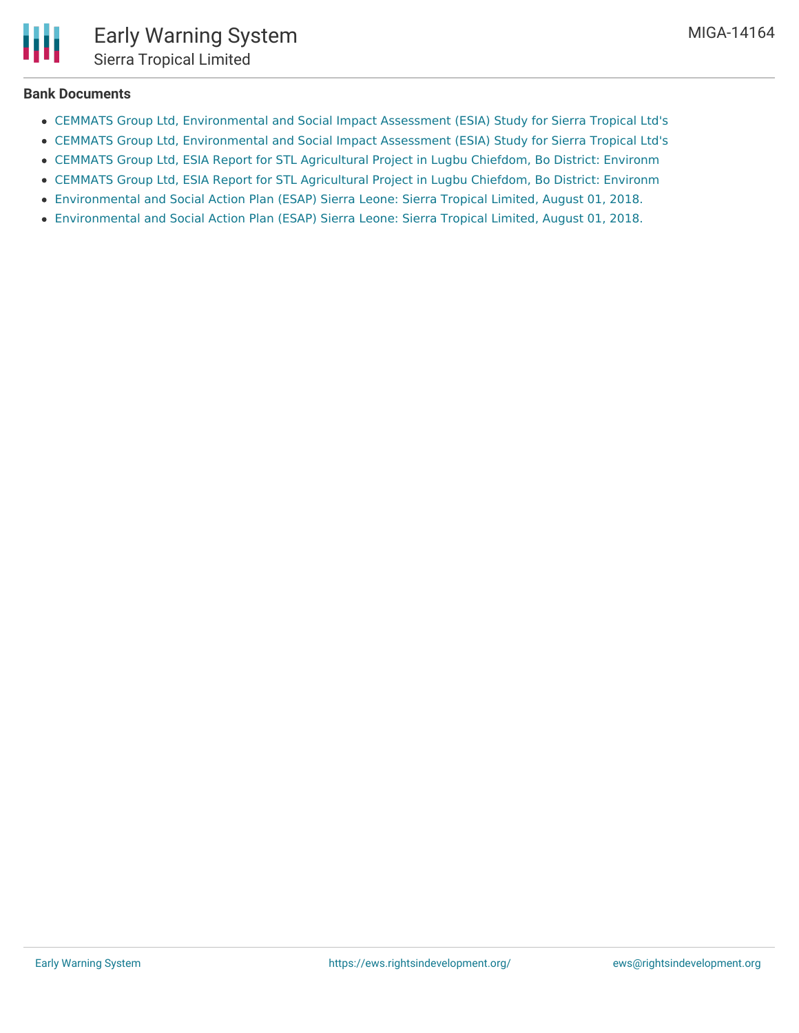**Bank Documents**

- CEMMATS Group Ltd, Environmental and Social Impact Assessment (ESIA) Study for Sierra Tropical Ltd's
- CEMMATS Group Ltd, Environmental and Social Impact Assessment (ESIA) Study for Sierra Tropical Ltd's
- CEMMATS Group Ltd, ESIA Report for STL Agricultural Project in Lugbu Chiefdom, Bo District: Environm
- CEMMATS Group Ltd, ESIA Report for STL Agricultural Project in Lugbu Chiefdom, Bo District: Environm
- Environmental and Social Action Plan (ESAP) Sierra Leone: Sierra Tropical Limited, August 01, 2018.
- Environmental and Social Action Plan (ESAP) Sierra Leone: Sierra Tropical Limited, August 01, 2018.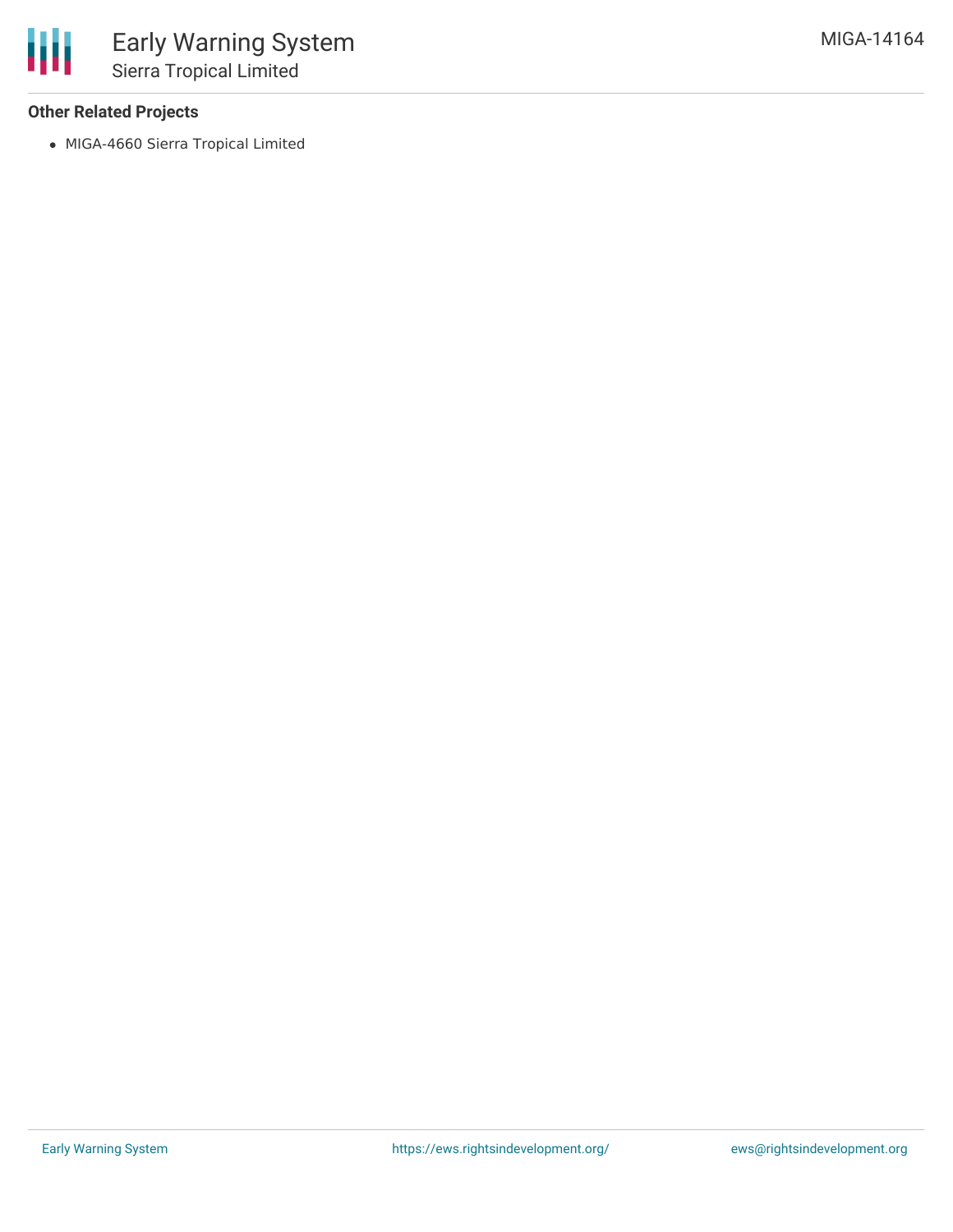**Other Related Projects**

- MIGA-4660 Sierra Tropical Limited